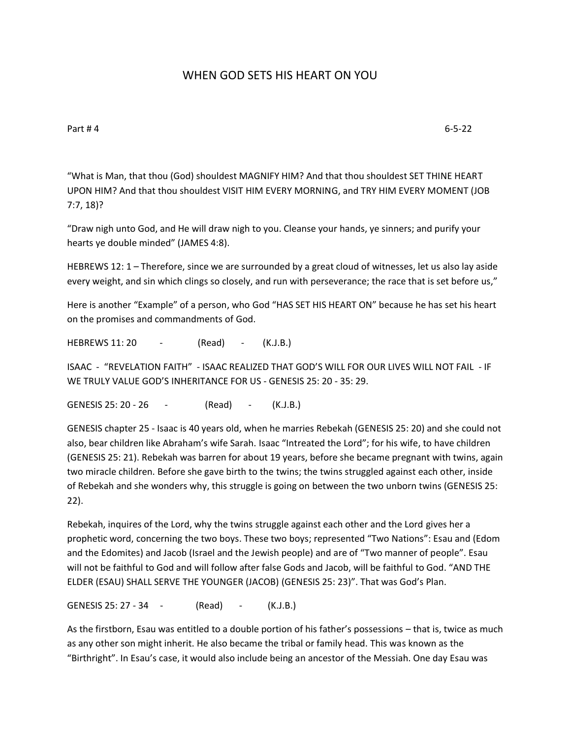# WHEN GOD SETS HIS HEART ON YOU

Part # 4 6-5-22

“What is Man, that thou (God) shouldest MAGNIFY HIM? And that thou shouldest SET THINE HEART UPON HIM? And that thou shouldest VISIT HIM EVERY MORNING, and TRY HIM EVERY MOMENT (JOB 7:7, 18)?

“Draw nigh unto God, and He will draw nigh to you. Cleanse your hands, ye sinners; and purify your hearts ye double minded” (JAMES 4:8).

HEBREWS 12: 1 – Therefore, since we are surrounded by a great cloud of witnesses, let us also lay aside every weight, and sin which clings so closely, and run with perseverance; the race that is set before us,”

Here is another “Example” of a person, who God “HAS SET HIS HEART ON” because he has set his heart on the promises and commandments of God.

HEBREWS 11: 20 - (Read) - (K.J.B.)

ISAAC - “REVELATION FAITH” - ISAAC REALIZED THAT GOD’S WILL FOR OUR LIVES WILL NOT FAIL - IF WE TRULY VALUE GOD’S INHERITANCE FOR US - GENESIS 25: 20 - 35: 29.

GENESIS 25: 20 - 26 - (Read) - (K.J.B.)

GENESIS chapter 25 - Isaac is 40 years old, when he marries Rebekah (GENESIS 25: 20) and she could not also, bear children like Abraham’s wife Sarah. Isaac “Intreated the Lord”; for his wife, to have children (GENESIS 25: 21). Rebekah was barren for about 19 years, before she became pregnant with twins, again two miracle children. Before she gave birth to the twins; the twins struggled against each other, inside of Rebekah and she wonders why, this struggle is going on between the two unborn twins (GENESIS 25: 22).

Rebekah, inquires of the Lord, why the twins struggle against each other and the Lord gives her a prophetic word, concerning the two boys. These two boys; represented “Two Nations”: Esau and (Edom and the Edomites) and Jacob (Israel and the Jewish people) and are of “Two manner of people”. Esau will not be faithful to God and will follow after false Gods and Jacob, will be faithful to God. “AND THE ELDER (ESAU) SHALL SERVE THE YOUNGER (JACOB) (GENESIS 25: 23)”. That was God’s Plan.

GENESIS 25: 27 - 34 - (Read) - (K.J.B.)

As the firstborn, Esau was entitled to a double portion of his father’s possessions – that is, twice as much as any other son might inherit. He also became the tribal or family head. This was known as the “Birthright”. In Esau’s case, it would also include being an ancestor of the Messiah. One day Esau was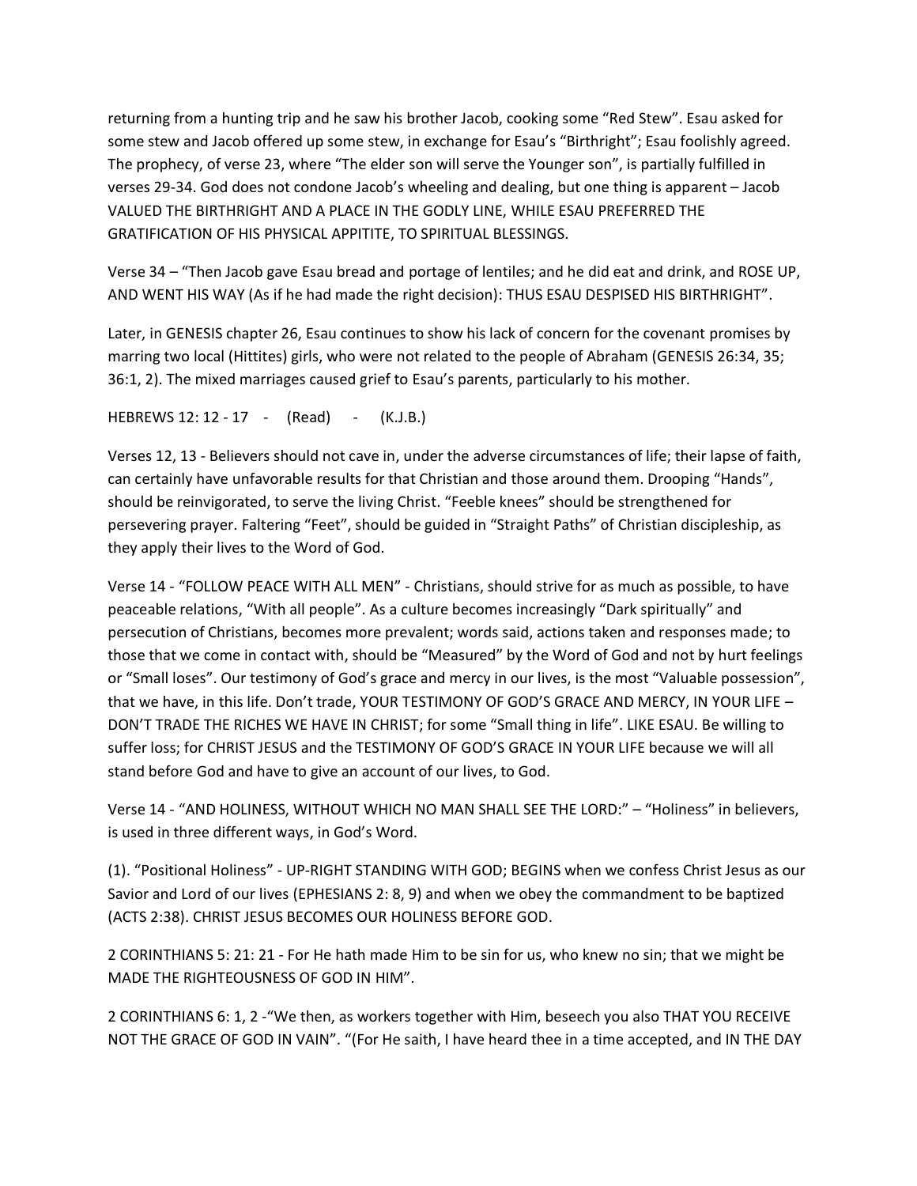returning from a hunting trip and he saw his brother Jacob, cooking some "Red Stew". Esau asked for some stew and Jacob offered up some stew, in exchange for Esau's "Birthright"; Esau foolishly agreed. The prophecy, of verse 23, where "The elder son will serve the Younger son", is partially fulfilled in verses 29-34. God does not condone Jacob's wheeling and dealing, but one thing is apparent – Jacob VALUED THE BIRTHRIGHT AND A PLACE IN THE GODLY LINE, WHILE ESAU PREFERRED THE GRATIFICATION OF HIS PHYSICAL APPITITE, TO SPIRITUAL BLESSINGS.

Verse 34 – "Then Jacob gave Esau bread and portage of lentiles; and he did eat and drink, and ROSE UP, AND WENT HIS WAY (As if he had made the right decision): THUS ESAU DESPISED HIS BIRTHRIGHT".

Later, in GENESIS chapter 26, Esau continues to show his lack of concern for the covenant promises by marring two local (Hittites) girls, who were not related to the people of Abraham (GENESIS 26:34, 35; 36:1, 2). The mixed marriages caused grief to Esau's parents, particularly to his mother.

HEBREWS 12: 12 - 17 - (Read) - (K.J.B.)

Verses 12, 13 - Believers should not cave in, under the adverse circumstances of life; their lapse of faith, can certainly have unfavorable results for that Christian and those around them. Drooping "Hands", should be reinvigorated, to serve the living Christ. "Feeble knees" should be strengthened for persevering prayer. Faltering "Feet", should be guided in "Straight Paths" of Christian discipleship, as they apply their lives to the Word of God.

Verse 14 - "FOLLOW PEACE WITH ALL MEN" - Christians, should strive for as much as possible, to have peaceable relations, "With all people". As a culture becomes increasingly "Dark spiritually" and persecution of Christians, becomes more prevalent; words said, actions taken and responses made; to those that we come in contact with, should be "Measured" by the Word of God and not by hurt feelings or "Small loses". Our testimony of God's grace and mercy in our lives, is the most "Valuable possession", that we have, in this life. Don't trade, YOUR TESTIMONY OF GOD'S GRACE AND MERCY, IN YOUR LIFE – DON'T TRADE THE RICHES WE HAVE IN CHRIST; for some "Small thing in life". LIKE ESAU. Be willing to suffer loss; for CHRIST JESUS and the TESTIMONY OF GOD'S GRACE IN YOUR LIFE because we will all stand before God and have to give an account of our lives, to God.

Verse 14 - "AND HOLINESS, WITHOUT WHICH NO MAN SHALL SEE THE LORD:" – "Holiness" in believers, is used in three different ways, in God's Word.

(1). "Positional Holiness" - UP-RIGHT STANDING WITH GOD; BEGINS when we confess Christ Jesus as our Savior and Lord of our lives (EPHESIANS 2: 8, 9) and when we obey the commandment to be baptized (ACTS 2:38). CHRIST JESUS BECOMES OUR HOLINESS BEFORE GOD.

2 CORINTHIANS 5: 21: 21 - For He hath made Him to be sin for us, who knew no sin; that we might be MADE THE RIGHTEOUSNESS OF GOD IN HIM".

2 CORINTHIANS 6: 1, 2 -"We then, as workers together with Him, beseech you also THAT YOU RECEIVE NOT THE GRACE OF GOD IN VAIN". "(For He saith, I have heard thee in a time accepted, and IN THE DAY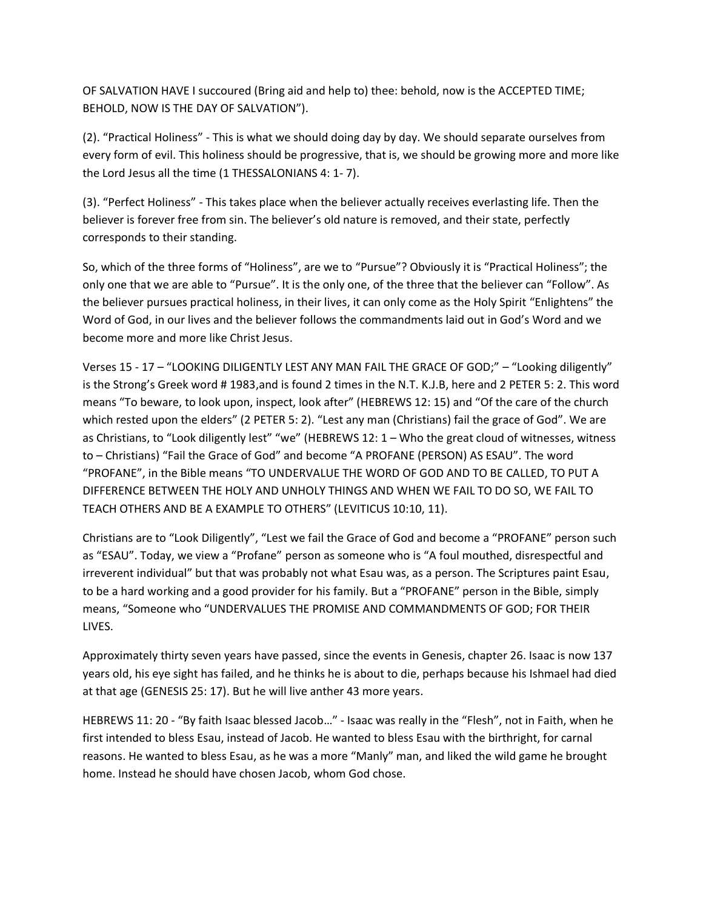OF SALVATION HAVE I succoured (Bring aid and help to) thee: behold, now is the ACCEPTED TIME; BEHOLD, NOW IS THE DAY OF SALVATION").

(2). "Practical Holiness" - This is what we should doing day by day. We should separate ourselves from every form of evil. This holiness should be progressive, that is, we should be growing more and more like the Lord Jesus all the time (1 THESSALONIANS 4: 1- 7).

(3). "Perfect Holiness" - This takes place when the believer actually receives everlasting life. Then the believer is forever free from sin. The believer's old nature is removed, and their state, perfectly corresponds to their standing.

So, which of the three forms of "Holiness", are we to "Pursue"? Obviously it is "Practical Holiness"; the only one that we are able to "Pursue". It is the only one, of the three that the believer can "Follow". As the believer pursues practical holiness, in their lives, it can only come as the Holy Spirit "Enlightens" the Word of God, in our lives and the believer follows the commandments laid out in God's Word and we become more and more like Christ Jesus.

Verses 15 - 17 – "LOOKING DILIGENTLY LEST ANY MAN FAIL THE GRACE OF GOD;" – "Looking diligently" is the Strong's Greek word # 1983,and is found 2 times in the N.T. K.J.B, here and 2 PETER 5: 2. This word means "To beware, to look upon, inspect, look after" (HEBREWS 12: 15) and "Of the care of the church which rested upon the elders" (2 PETER 5: 2). "Lest any man (Christians) fail the grace of God". We are as Christians, to "Look diligently lest" "we" (HEBREWS 12: 1 – Who the great cloud of witnesses, witness to – Christians) "Fail the Grace of God" and become "A PROFANE (PERSON) AS ESAU". The word "PROFANE", in the Bible means "TO UNDERVALUE THE WORD OF GOD AND TO BE CALLED, TO PUT A DIFFERENCE BETWEEN THE HOLY AND UNHOLY THINGS AND WHEN WE FAIL TO DO SO, WE FAIL TO TEACH OTHERS AND BE A EXAMPLE TO OTHERS" (LEVITICUS 10:10, 11).

Christians are to "Look Diligently", "Lest we fail the Grace of God and become a "PROFANE" person such as "ESAU". Today, we view a "Profane" person as someone who is "A foul mouthed, disrespectful and irreverent individual" but that was probably not what Esau was, as a person. The Scriptures paint Esau, to be a hard working and a good provider for his family. But a "PROFANE" person in the Bible, simply means, "Someone who "UNDERVALUES THE PROMISE AND COMMANDMENTS OF GOD; FOR THEIR LIVES.

Approximately thirty seven years have passed, since the events in Genesis, chapter 26. Isaac is now 137 years old, his eye sight has failed, and he thinks he is about to die, perhaps because his Ishmael had died at that age (GENESIS 25: 17). But he will live anther 43 more years.

HEBREWS 11: 20 - "By faith Isaac blessed Jacob…" - Isaac was really in the "Flesh", not in Faith, when he first intended to bless Esau, instead of Jacob. He wanted to bless Esau with the birthright, for carnal reasons. He wanted to bless Esau, as he was a more "Manly" man, and liked the wild game he brought home. Instead he should have chosen Jacob, whom God chose.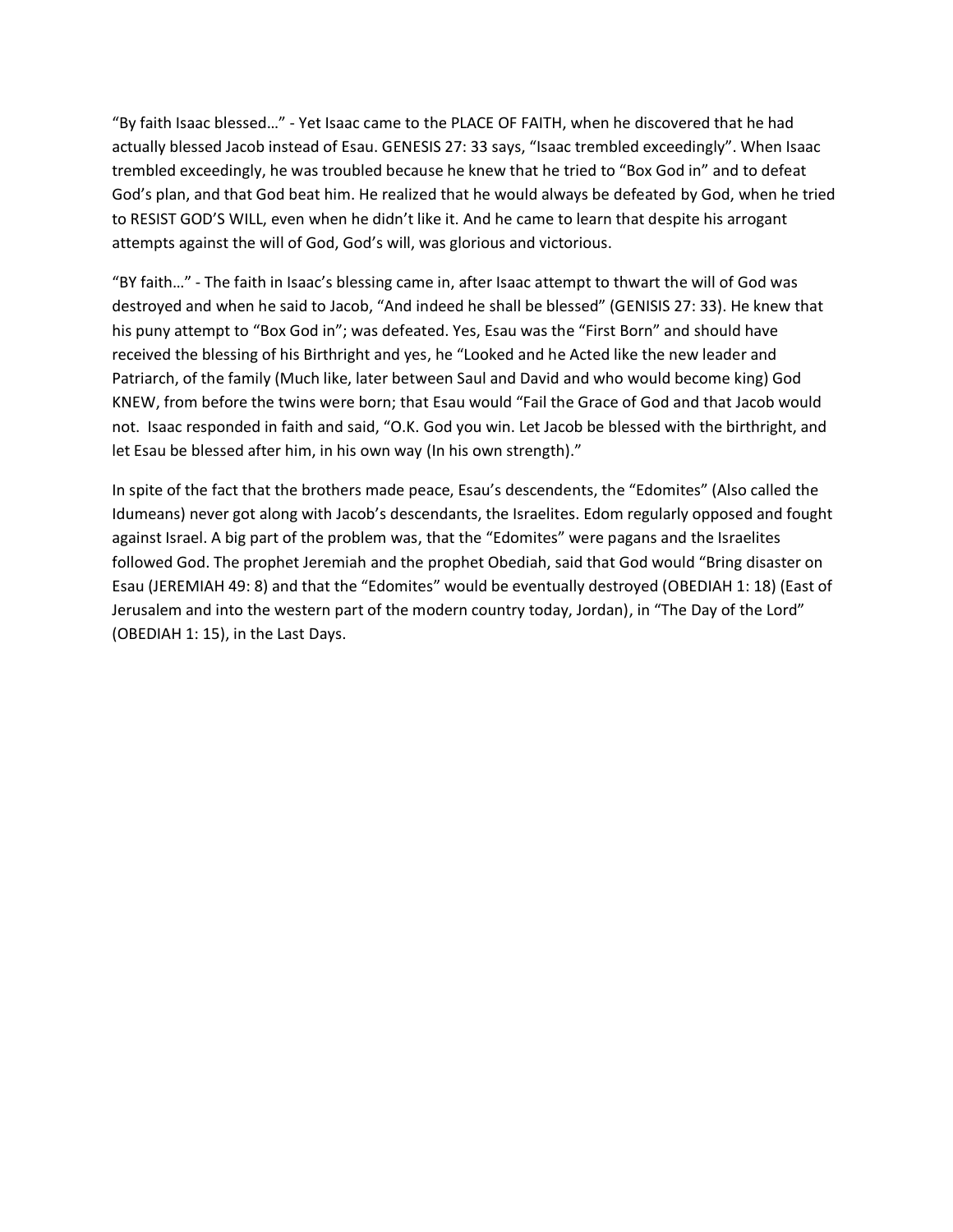“By faith Isaac blessed…” - Yet Isaac came to the PLACE OF FAITH, when he discovered that he had actually blessed Jacob instead of Esau. GENESIS 27: 33 says, “Isaac trembled exceedingly”. When Isaac trembled exceedingly, he was troubled because he knew that he tried to “Box God in” and to defeat God’s plan, and that God beat him. He realized that he would always be defeated by God, when he tried to RESIST GOD’S WILL, even when he didn’t like it. And he came to learn that despite his arrogant attempts against the will of God, God’s will, was glorious and victorious.

“BY faith…” - The faith in Isaac’s blessing came in, after Isaac attempt to thwart the will of God was destroyed and when he said to Jacob, “And indeed he shall be blessed” (GENISIS 27: 33). He knew that his puny attempt to “Box God in”; was defeated. Yes, Esau was the “First Born” and should have received the blessing of his Birthright and yes, he “Looked and he Acted like the new leader and Patriarch, of the family (Much like, later between Saul and David and who would become king) God KNEW, from before the twins were born; that Esau would “Fail the Grace of God and that Jacob would not. Isaac responded in faith and said, “O.K. God you win. Let Jacob be blessed with the birthright, and let Esau be blessed after him, in his own way (In his own strength).”

In spite of the fact that the brothers made peace, Esau’s descendents, the “Edomites” (Also called the Idumeans) never got along with Jacob’s descendants, the Israelites. Edom regularly opposed and fought against Israel. A big part of the problem was, that the “Edomites” were pagans and the Israelites followed God. The prophet Jeremiah and the prophet Obediah, said that God would “Bring disaster on Esau (JEREMIAH 49: 8) and that the “Edomites” would be eventually destroyed (OBEDIAH 1: 18) (East of Jerusalem and into the western part of the modern country today, Jordan), in “The Day of the Lord” (OBEDIAH 1: 15), in the Last Days.